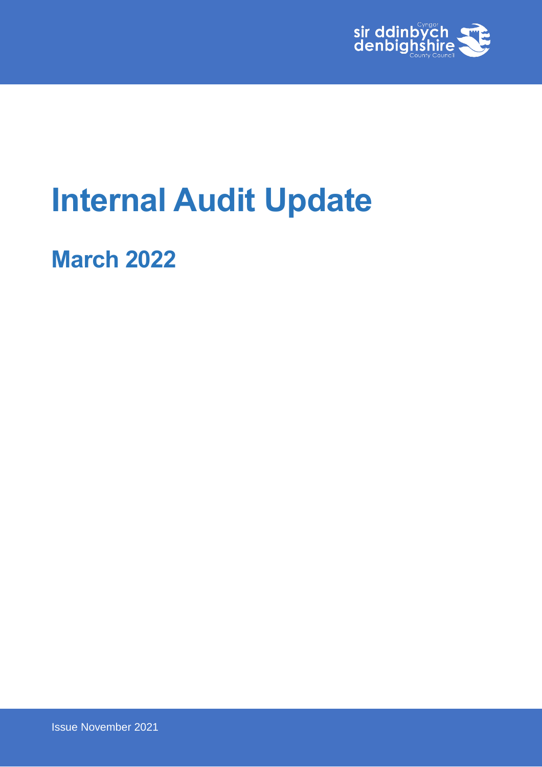# Internal Audit Update

## March 2022

Issue November 2021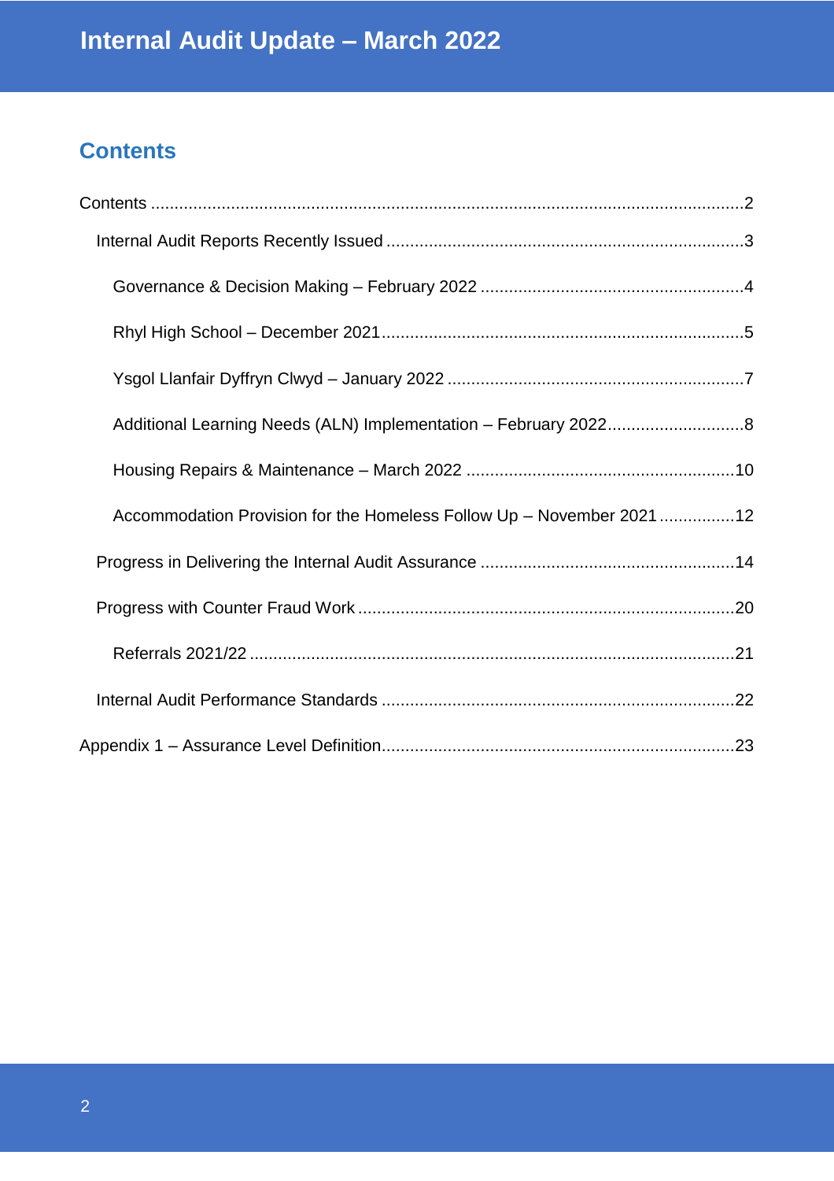## Contents

Contents .....................................................................................................................2

- Internal Audit Reports Recently Issued ...........................................................................3
  - Governance & Decision Making – February 2022 .......................................................4
  - Rhyl High School – December 2021............................................................................5
  - Ysgol Llanfair Dyffryn Clwyd – January 2022 ...............................................................7
  - Additional Learning Needs (ALN) Implementation – February 2022............................8
  - Housing Repairs & Maintenance – March 2022 .........................................................10
  - Accommodation Provision for the Homeless Follow Up – November 2021 ................12
- Progress in Delivering the Internal Audit Assurance .....................................................14
- Progress with Counter Fraud Work ...............................................................................20
  - Referrals 2021/22 ......................................................................................................21
- Internal Audit Performance Standards ..........................................................................22

Appendix 1 – Assurance Level Definition..........................................................................23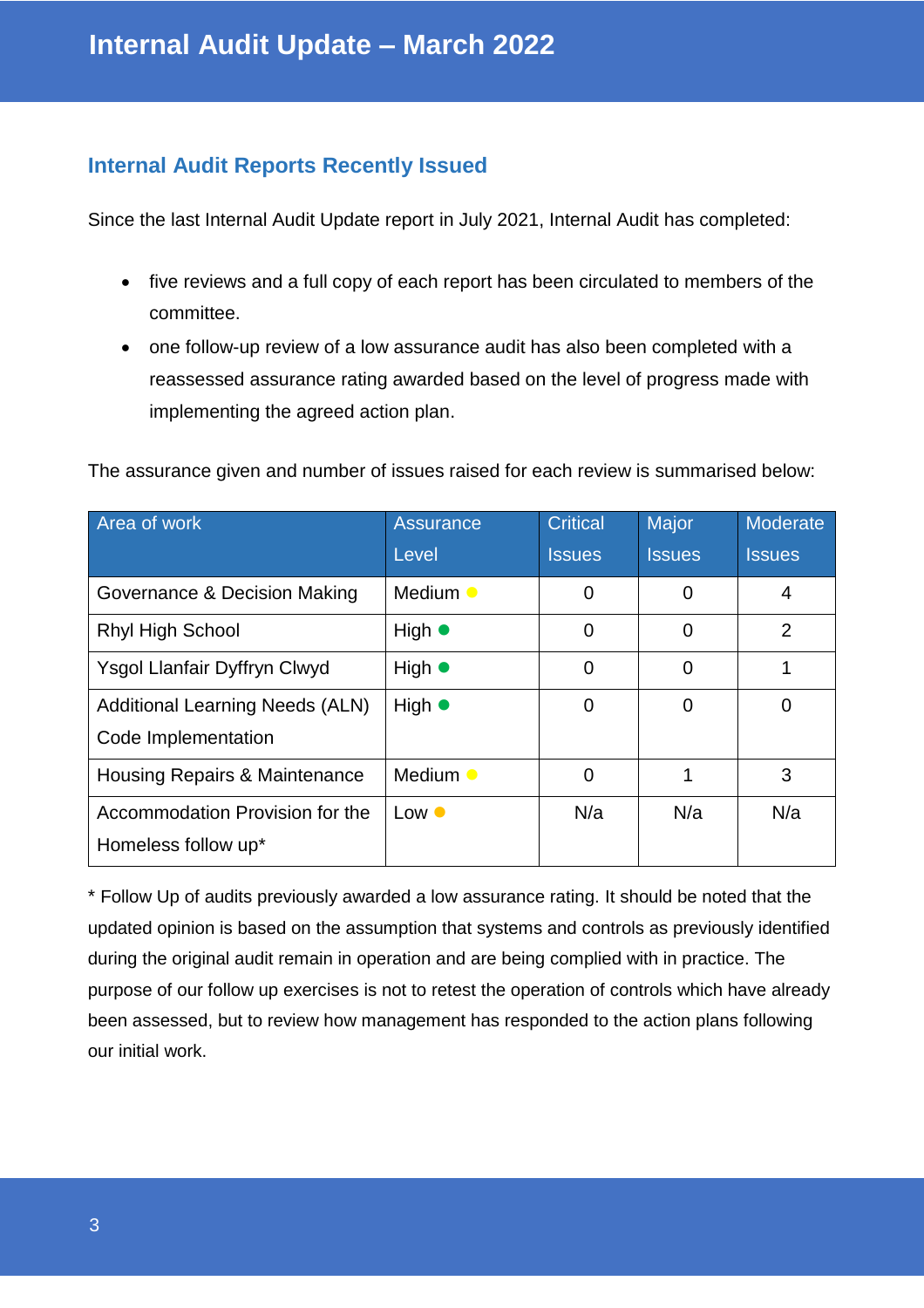# Internal Audit Update – March 2022

## Internal Audit Reports Recently Issued

Since the last Internal Audit Update report in July 2021, Internal Audit has completed:

- five reviews and a full copy of each report has been circulated to members of the committee.
- one follow-up review of a low assurance audit has also been completed with a reassessed assurance rating awarded based on the level of progress made with implementing the agreed action plan.

The assurance given and number of issues raised for each review is summarised below:

| Area of work | Assurance Level | Critical Issues | Major Issues | Moderate Issues |
|---|---|---|---|---|
| Governance & Decision Making | Medium ● | 0 | 0 | 4 |
| Rhyl High School | High ● | 0 | 0 | 2 |
| Ysgol Llanfair Dyffryn Clwyd | High ● | 0 | 0 | 1 |
| Additional Learning Needs (ALN) Code Implementation | High ● | 0 | 0 | 0 |
| Housing Repairs & Maintenance | Medium ● | 0 | 1 | 3 |
| Accommodation Provision for the Homeless follow up* | Low ● | N/a | N/a | N/a |

* Follow Up of audits previously awarded a low assurance rating. It should be noted that the updated opinion is based on the assumption that systems and controls as previously identified during the original audit remain in operation and are being complied with in practice. The purpose of our follow up exercises is not to retest the operation of controls which have already been assessed, but to review how management has responded to the action plans following our initial work.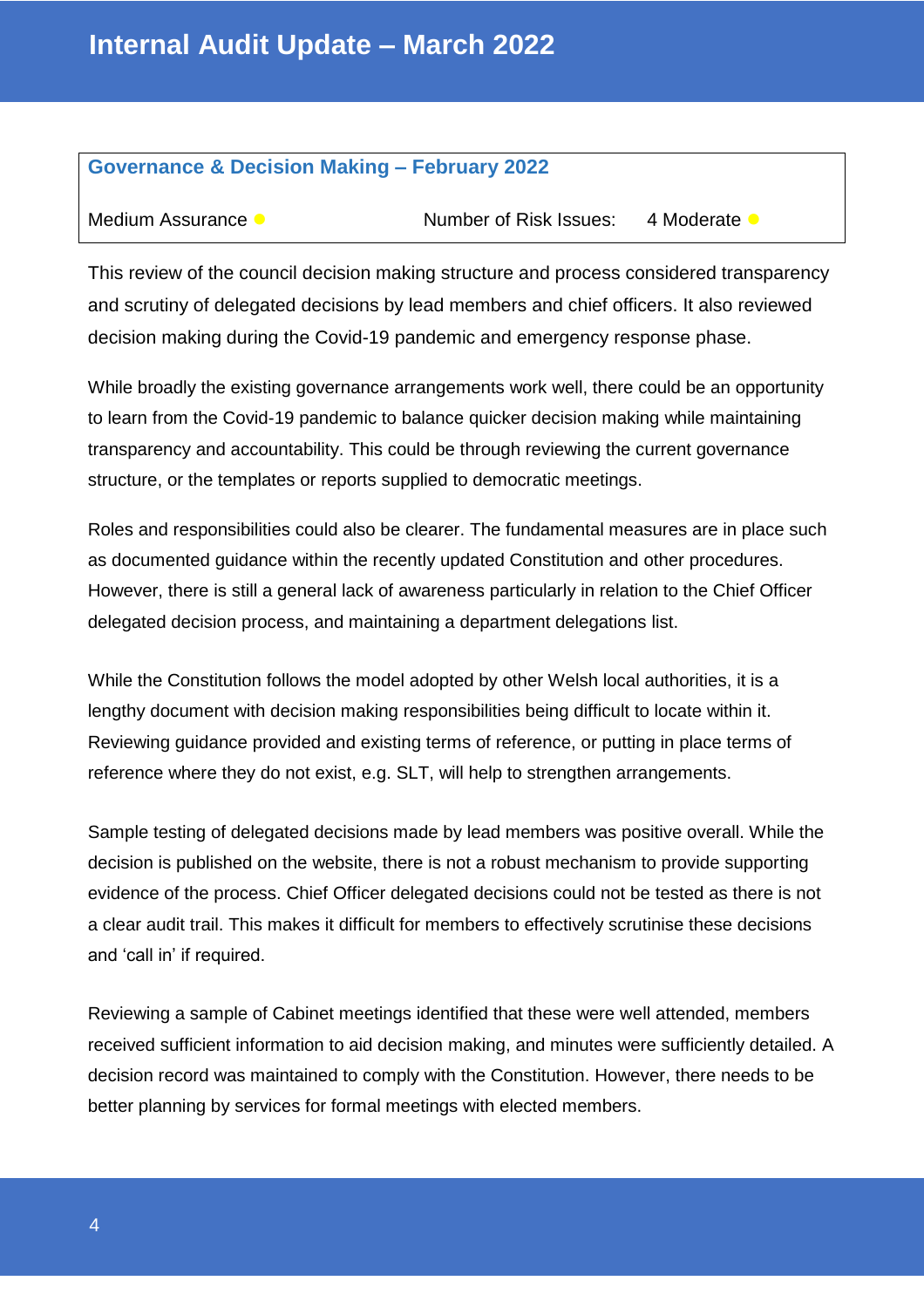# Internal Audit Update – March 2022

## Governance & Decision Making – February 2022

Medium Assurance ● | Number of Risk Issues: 4 Moderate ●

This review of the council decision making structure and process considered transparency and scrutiny of delegated decisions by lead members and chief officers. It also reviewed decision making during the Covid-19 pandemic and emergency response phase.

While broadly the existing governance arrangements work well, there could be an opportunity to learn from the Covid-19 pandemic to balance quicker decision making while maintaining transparency and accountability. This could be through reviewing the current governance structure, or the templates or reports supplied to democratic meetings.

Roles and responsibilities could also be clearer. The fundamental measures are in place such as documented guidance within the recently updated Constitution and other procedures. However, there is still a general lack of awareness particularly in relation to the Chief Officer delegated decision process, and maintaining a department delegations list.

While the Constitution follows the model adopted by other Welsh local authorities, it is a lengthy document with decision making responsibilities being difficult to locate within it. Reviewing guidance provided and existing terms of reference, or putting in place terms of reference where they do not exist, e.g. SLT, will help to strengthen arrangements.

Sample testing of delegated decisions made by lead members was positive overall. While the decision is published on the website, there is not a robust mechanism to provide supporting evidence of the process. Chief Officer delegated decisions could not be tested as there is not a clear audit trail. This makes it difficult for members to effectively scrutinise these decisions and 'call in' if required.

Reviewing a sample of Cabinet meetings identified that these were well attended, members received sufficient information to aid decision making, and minutes were sufficiently detailed. A decision record was maintained to comply with the Constitution. However, there needs to be better planning by services for formal meetings with elected members.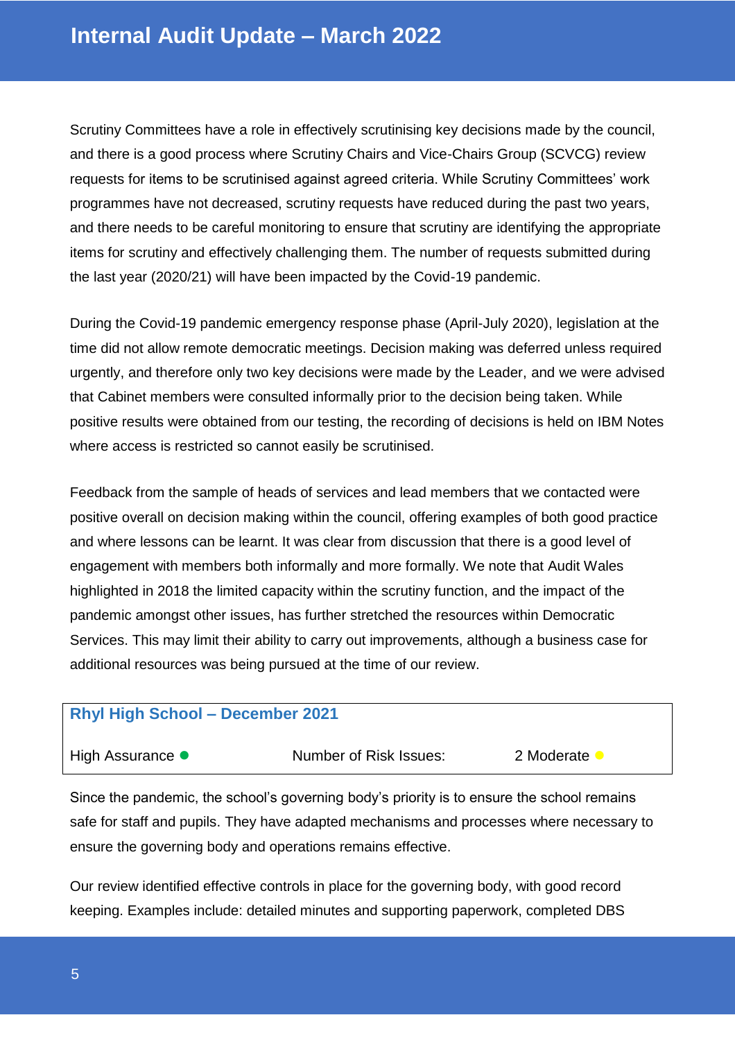Scrutiny Committees have a role in effectively scrutinising key decisions made by the council, and there is a good process where Scrutiny Chairs and Vice-Chairs Group (SCVCG) review requests for items to be scrutinised against agreed criteria. While Scrutiny Committees' work programmes have not decreased, scrutiny requests have reduced during the past two years, and there needs to be careful monitoring to ensure that scrutiny are identifying the appropriate items for scrutiny and effectively challenging them. The number of requests submitted during the last year (2020/21) will have been impacted by the Covid-19 pandemic.

During the Covid-19 pandemic emergency response phase (April-July 2020), legislation at the time did not allow remote democratic meetings. Decision making was deferred unless required urgently, and therefore only two key decisions were made by the Leader, and we were advised that Cabinet members were consulted informally prior to the decision being taken. While positive results were obtained from our testing, the recording of decisions is held on IBM Notes where access is restricted so cannot easily be scrutinised.

Feedback from the sample of heads of services and lead members that we contacted were positive overall on decision making within the council, offering examples of both good practice and where lessons can be learnt. It was clear from discussion that there is a good level of engagement with members both informally and more formally. We note that Audit Wales highlighted in 2018 the limited capacity within the scrutiny function, and the impact of the pandemic amongst other issues, has further stretched the resources within Democratic Services. This may limit their ability to carry out improvements, although a business case for additional resources was being pursued at the time of our review.

| **Rhyl High School – December 2021** | | |
|---|---|---|
| High Assurance ● | Number of Risk Issues: | 2 Moderate ● |

Since the pandemic, the school's governing body's priority is to ensure the school remains safe for staff and pupils. They have adapted mechanisms and processes where necessary to ensure the governing body and operations remains effective.

Our review identified effective controls in place for the governing body, with good record keeping. Examples include: detailed minutes and supporting paperwork, completed DBS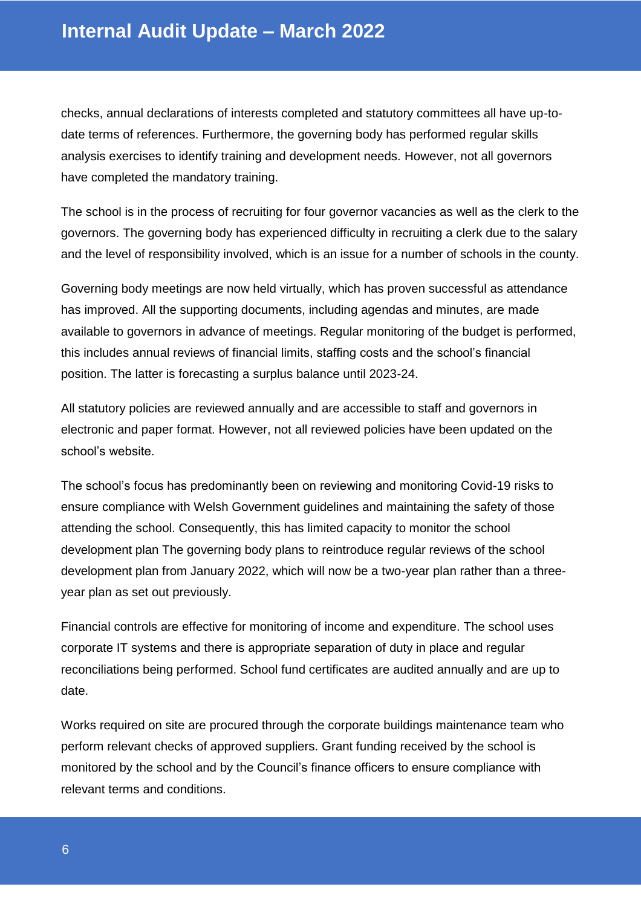checks, annual declarations of interests completed and statutory committees all have up-to-date terms of references. Furthermore, the governing body has performed regular skills analysis exercises to identify training and development needs. However, not all governors have completed the mandatory training.

The school is in the process of recruiting for four governor vacancies as well as the clerk to the governors. The governing body has experienced difficulty in recruiting a clerk due to the salary and the level of responsibility involved, which is an issue for a number of schools in the county.

Governing body meetings are now held virtually, which has proven successful as attendance has improved. All the supporting documents, including agendas and minutes, are made available to governors in advance of meetings. Regular monitoring of the budget is performed, this includes annual reviews of financial limits, staffing costs and the school's financial position. The latter is forecasting a surplus balance until 2023-24.

All statutory policies are reviewed annually and are accessible to staff and governors in electronic and paper format. However, not all reviewed policies have been updated on the school's website.

The school's focus has predominantly been on reviewing and monitoring Covid-19 risks to ensure compliance with Welsh Government guidelines and maintaining the safety of those attending the school. Consequently, this has limited capacity to monitor the school development plan The governing body plans to reintroduce regular reviews of the school development plan from January 2022, which will now be a two-year plan rather than a three-year plan as set out previously.

Financial controls are effective for monitoring of income and expenditure. The school uses corporate IT systems and there is appropriate separation of duty in place and regular reconciliations being performed. School fund certificates are audited annually and are up to date.

Works required on site are procured through the corporate buildings maintenance team who perform relevant checks of approved suppliers. Grant funding received by the school is monitored by the school and by the Council's finance officers to ensure compliance with relevant terms and conditions.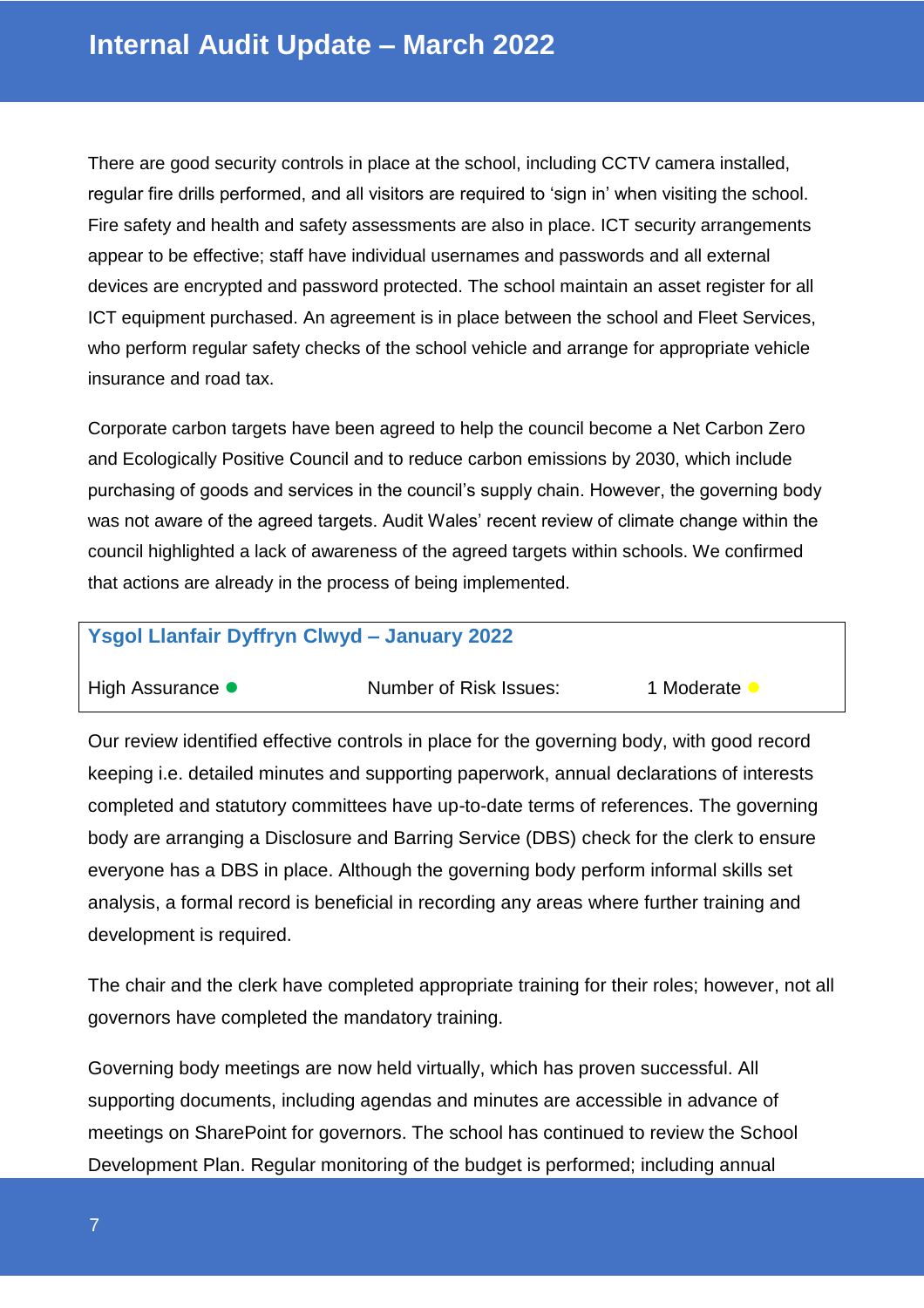There are good security controls in place at the school, including CCTV camera installed, regular fire drills performed, and all visitors are required to 'sign in' when visiting the school. Fire safety and health and safety assessments are also in place. ICT security arrangements appear to be effective; staff have individual usernames and passwords and all external devices are encrypted and password protected. The school maintain an asset register for all ICT equipment purchased. An agreement is in place between the school and Fleet Services, who perform regular safety checks of the school vehicle and arrange for appropriate vehicle insurance and road tax.

Corporate carbon targets have been agreed to help the council become a Net Carbon Zero and Ecologically Positive Council and to reduce carbon emissions by 2030, which include purchasing of goods and services in the council's supply chain. However, the governing body was not aware of the agreed targets. Audit Wales' recent review of climate change within the council highlighted a lack of awareness of the agreed targets within schools. We confirmed that actions are already in the process of being implemented.

### Ysgol Llanfair Dyffryn Clwyd – January 2022

| High Assurance ● | Number of Risk Issues: | 1 Moderate ● |
|---|---|---|

Our review identified effective controls in place for the governing body, with good record keeping i.e. detailed minutes and supporting paperwork, annual declarations of interests completed and statutory committees have up-to-date terms of references. The governing body are arranging a Disclosure and Barring Service (DBS) check for the clerk to ensure everyone has a DBS in place. Although the governing body perform informal skills set analysis, a formal record is beneficial in recording any areas where further training and development is required.

The chair and the clerk have completed appropriate training for their roles; however, not all governors have completed the mandatory training.

Governing body meetings are now held virtually, which has proven successful. All supporting documents, including agendas and minutes are accessible in advance of meetings on SharePoint for governors. The school has continued to review the School Development Plan. Regular monitoring of the budget is performed; including annual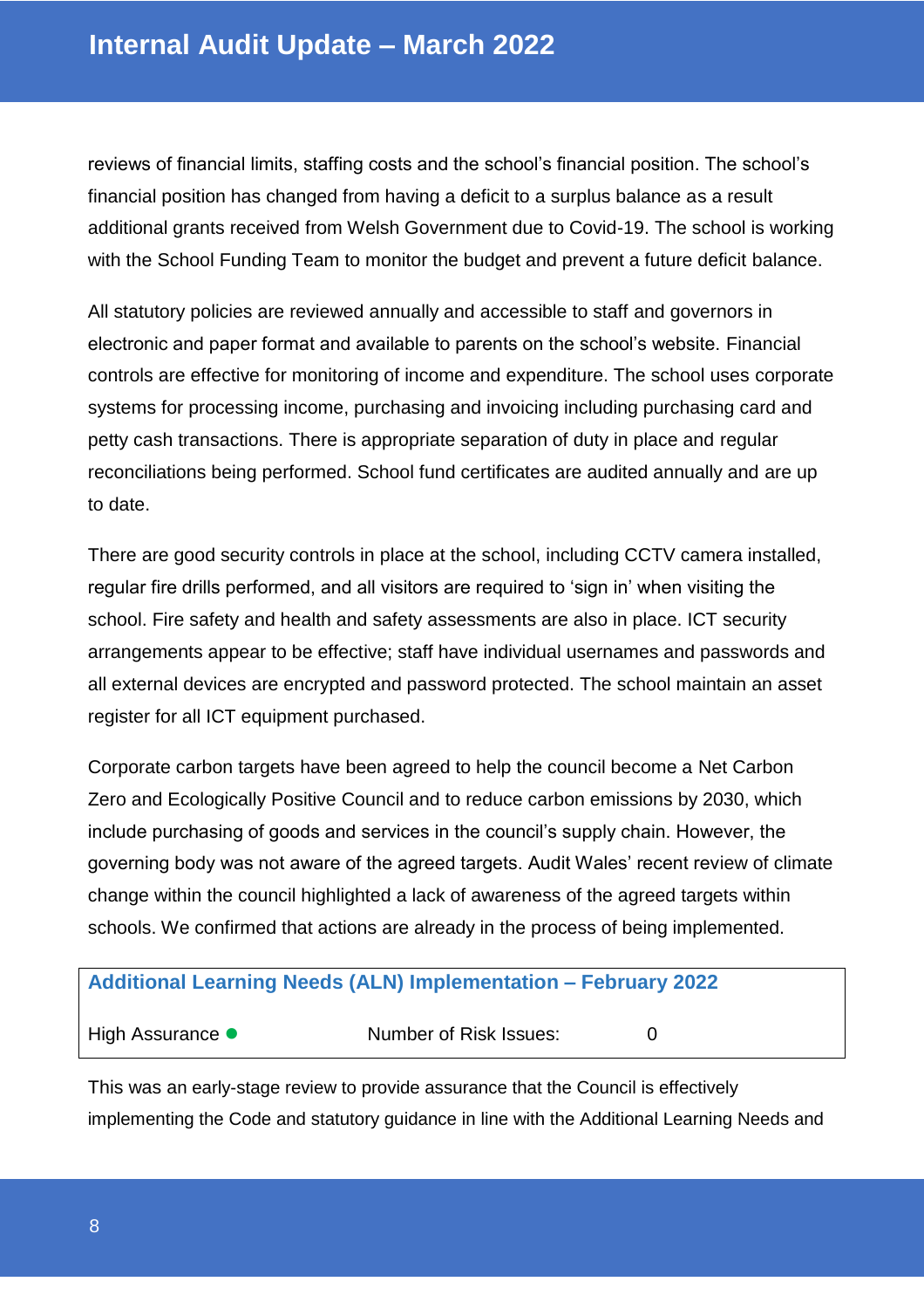reviews of financial limits, staffing costs and the school's financial position. The school's financial position has changed from having a deficit to a surplus balance as a result additional grants received from Welsh Government due to Covid-19. The school is working with the School Funding Team to monitor the budget and prevent a future deficit balance.

All statutory policies are reviewed annually and accessible to staff and governors in electronic and paper format and available to parents on the school's website. Financial controls are effective for monitoring of income and expenditure. The school uses corporate systems for processing income, purchasing and invoicing including purchasing card and petty cash transactions. There is appropriate separation of duty in place and regular reconciliations being performed. School fund certificates are audited annually and are up to date.

There are good security controls in place at the school, including CCTV camera installed, regular fire drills performed, and all visitors are required to 'sign in' when visiting the school. Fire safety and health and safety assessments are also in place. ICT security arrangements appear to be effective; staff have individual usernames and passwords and all external devices are encrypted and password protected. The school maintain an asset register for all ICT equipment purchased.

Corporate carbon targets have been agreed to help the council become a Net Carbon Zero and Ecologically Positive Council and to reduce carbon emissions by 2030, which include purchasing of goods and services in the council's supply chain. However, the governing body was not aware of the agreed targets. Audit Wales' recent review of climate change within the council highlighted a lack of awareness of the agreed targets within schools. We confirmed that actions are already in the process of being implemented.

| **Additional Learning Needs (ALN) Implementation – February 2022** | | |
|---|---|---|
| High Assurance ● | Number of Risk Issues: | 0 |

This was an early-stage review to provide assurance that the Council is effectively implementing the Code and statutory guidance in line with the Additional Learning Needs and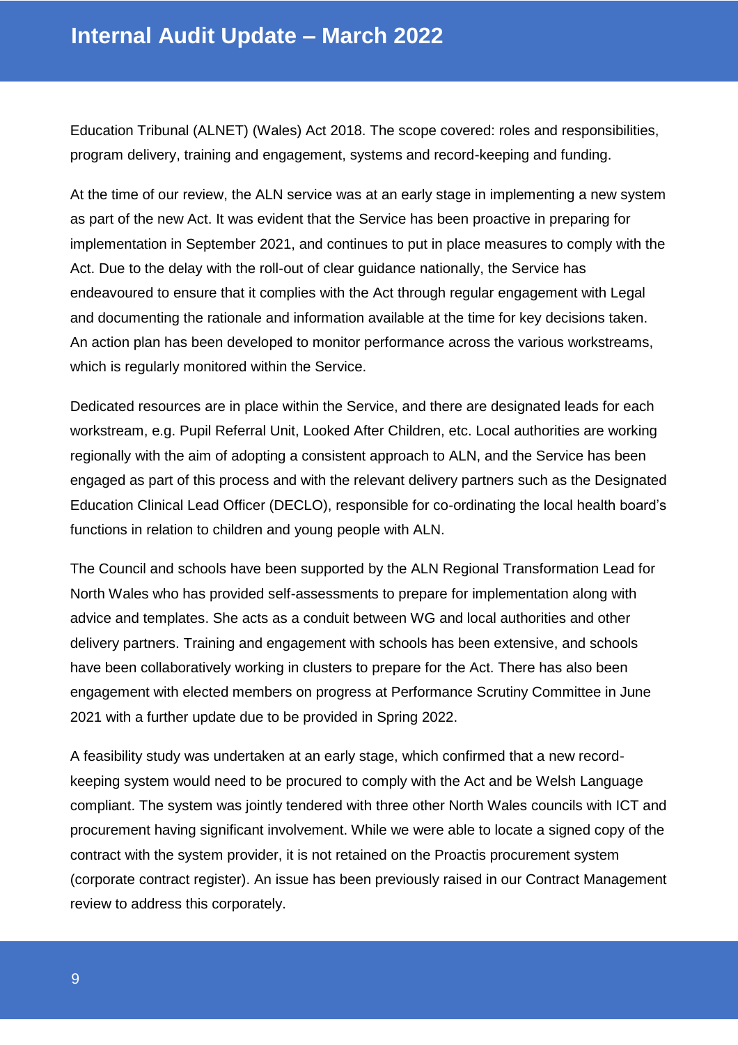Education Tribunal (ALNET) (Wales) Act 2018. The scope covered: roles and responsibilities, program delivery, training and engagement, systems and record-keeping and funding.

At the time of our review, the ALN service was at an early stage in implementing a new system as part of the new Act. It was evident that the Service has been proactive in preparing for implementation in September 2021, and continues to put in place measures to comply with the Act. Due to the delay with the roll-out of clear guidance nationally, the Service has endeavoured to ensure that it complies with the Act through regular engagement with Legal and documenting the rationale and information available at the time for key decisions taken. An action plan has been developed to monitor performance across the various workstreams, which is regularly monitored within the Service.

Dedicated resources are in place within the Service, and there are designated leads for each workstream, e.g. Pupil Referral Unit, Looked After Children, etc. Local authorities are working regionally with the aim of adopting a consistent approach to ALN, and the Service has been engaged as part of this process and with the relevant delivery partners such as the Designated Education Clinical Lead Officer (DECLO), responsible for co-ordinating the local health board's functions in relation to children and young people with ALN.

The Council and schools have been supported by the ALN Regional Transformation Lead for North Wales who has provided self-assessments to prepare for implementation along with advice and templates. She acts as a conduit between WG and local authorities and other delivery partners. Training and engagement with schools has been extensive, and schools have been collaboratively working in clusters to prepare for the Act. There has also been engagement with elected members on progress at Performance Scrutiny Committee in June 2021 with a further update due to be provided in Spring 2022.

A feasibility study was undertaken at an early stage, which confirmed that a new record-keeping system would need to be procured to comply with the Act and be Welsh Language compliant. The system was jointly tendered with three other North Wales councils with ICT and procurement having significant involvement. While we were able to locate a signed copy of the contract with the system provider, it is not retained on the Proactis procurement system (corporate contract register). An issue has been previously raised in our Contract Management review to address this corporately.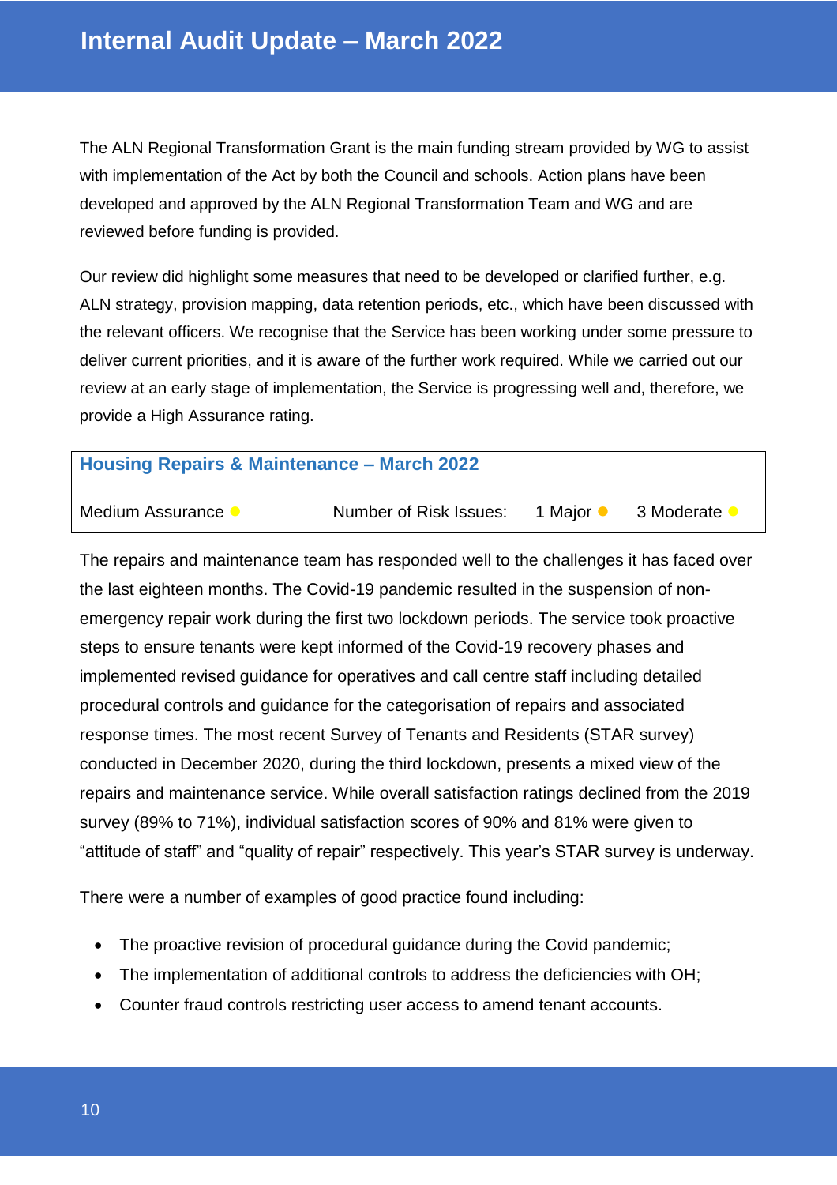The ALN Regional Transformation Grant is the main funding stream provided by WG to assist with implementation of the Act by both the Council and schools. Action plans have been developed and approved by the ALN Regional Transformation Team and WG and are reviewed before funding is provided.

Our review did highlight some measures that need to be developed or clarified further, e.g. ALN strategy, provision mapping, data retention periods, etc., which have been discussed with the relevant officers. We recognise that the Service has been working under some pressure to deliver current priorities, and it is aware of the further work required. While we carried out our review at an early stage of implementation, the Service is progressing well and, therefore, we provide a High Assurance rating.

## Housing Repairs & Maintenance – March 2022

| Medium Assurance ● | Number of Risk Issues: | 1 Major ● | 3 Moderate ● |
|---|---|---|---|

The repairs and maintenance team has responded well to the challenges it has faced over the last eighteen months. The Covid-19 pandemic resulted in the suspension of non-emergency repair work during the first two lockdown periods. The service took proactive steps to ensure tenants were kept informed of the Covid-19 recovery phases and implemented revised guidance for operatives and call centre staff including detailed procedural controls and guidance for the categorisation of repairs and associated response times. The most recent Survey of Tenants and Residents (STAR survey) conducted in December 2020, during the third lockdown, presents a mixed view of the repairs and maintenance service. While overall satisfaction ratings declined from the 2019 survey (89% to 71%), individual satisfaction scores of 90% and 81% were given to "attitude of staff" and "quality of repair" respectively. This year's STAR survey is underway.

There were a number of examples of good practice found including:

- The proactive revision of procedural guidance during the Covid pandemic;
- The implementation of additional controls to address the deficiencies with OH;
- Counter fraud controls restricting user access to amend tenant accounts.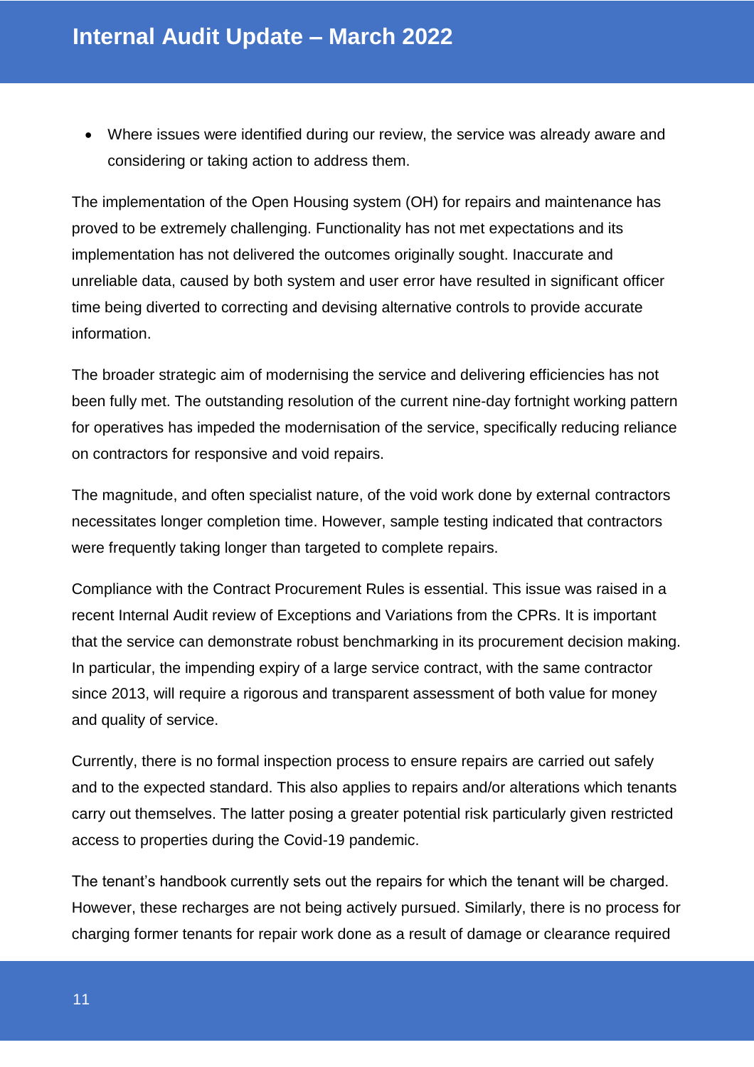- Where issues were identified during our review, the service was already aware and considering or taking action to address them.

The implementation of the Open Housing system (OH) for repairs and maintenance has proved to be extremely challenging. Functionality has not met expectations and its implementation has not delivered the outcomes originally sought. Inaccurate and unreliable data, caused by both system and user error have resulted in significant officer time being diverted to correcting and devising alternative controls to provide accurate information.

The broader strategic aim of modernising the service and delivering efficiencies has not been fully met. The outstanding resolution of the current nine-day fortnight working pattern for operatives has impeded the modernisation of the service, specifically reducing reliance on contractors for responsive and void repairs.

The magnitude, and often specialist nature, of the void work done by external contractors necessitates longer completion time. However, sample testing indicated that contractors were frequently taking longer than targeted to complete repairs.

Compliance with the Contract Procurement Rules is essential. This issue was raised in a recent Internal Audit review of Exceptions and Variations from the CPRs. It is important that the service can demonstrate robust benchmarking in its procurement decision making. In particular, the impending expiry of a large service contract, with the same contractor since 2013, will require a rigorous and transparent assessment of both value for money and quality of service.

Currently, there is no formal inspection process to ensure repairs are carried out safely and to the expected standard. This also applies to repairs and/or alterations which tenants carry out themselves. The latter posing a greater potential risk particularly given restricted access to properties during the Covid-19 pandemic.

The tenant's handbook currently sets out the repairs for which the tenant will be charged. However, these recharges are not being actively pursued. Similarly, there is no process for charging former tenants for repair work done as a result of damage or clearance required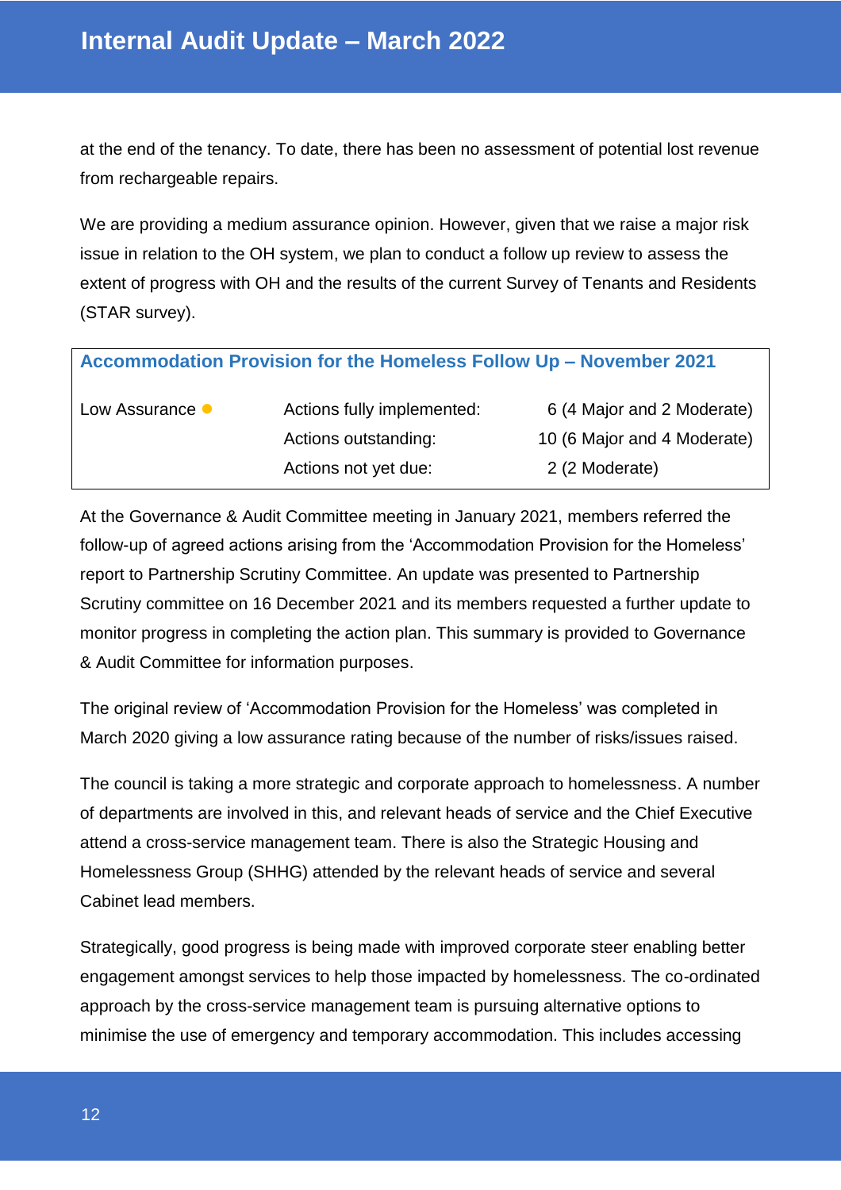at the end of the tenancy. To date, there has been no assessment of potential lost revenue from rechargeable repairs.

We are providing a medium assurance opinion. However, given that we raise a major risk issue in relation to the OH system, we plan to conduct a follow up review to assess the extent of progress with OH and the results of the current Survey of Tenants and Residents (STAR survey).

### Accommodation Provision for the Homeless Follow Up – November 2021

| Low Assurance ● | Actions fully implemented: | 6 (4 Major and 2 Moderate) |
|---|---|---|
| | Actions outstanding: | 10 (6 Major and 4 Moderate) |
| | Actions not yet due: | 2 (2 Moderate) |

At the Governance & Audit Committee meeting in January 2021, members referred the follow-up of agreed actions arising from the 'Accommodation Provision for the Homeless' report to Partnership Scrutiny Committee. An update was presented to Partnership Scrutiny committee on 16 December 2021 and its members requested a further update to monitor progress in completing the action plan. This summary is provided to Governance & Audit Committee for information purposes.

The original review of 'Accommodation Provision for the Homeless' was completed in March 2020 giving a low assurance rating because of the number of risks/issues raised.

The council is taking a more strategic and corporate approach to homelessness. A number of departments are involved in this, and relevant heads of service and the Chief Executive attend a cross-service management team. There is also the Strategic Housing and Homelessness Group (SHHG) attended by the relevant heads of service and several Cabinet lead members.

Strategically, good progress is being made with improved corporate steer enabling better engagement amongst services to help those impacted by homelessness. The co-ordinated approach by the cross-service management team is pursuing alternative options to minimise the use of emergency and temporary accommodation. This includes accessing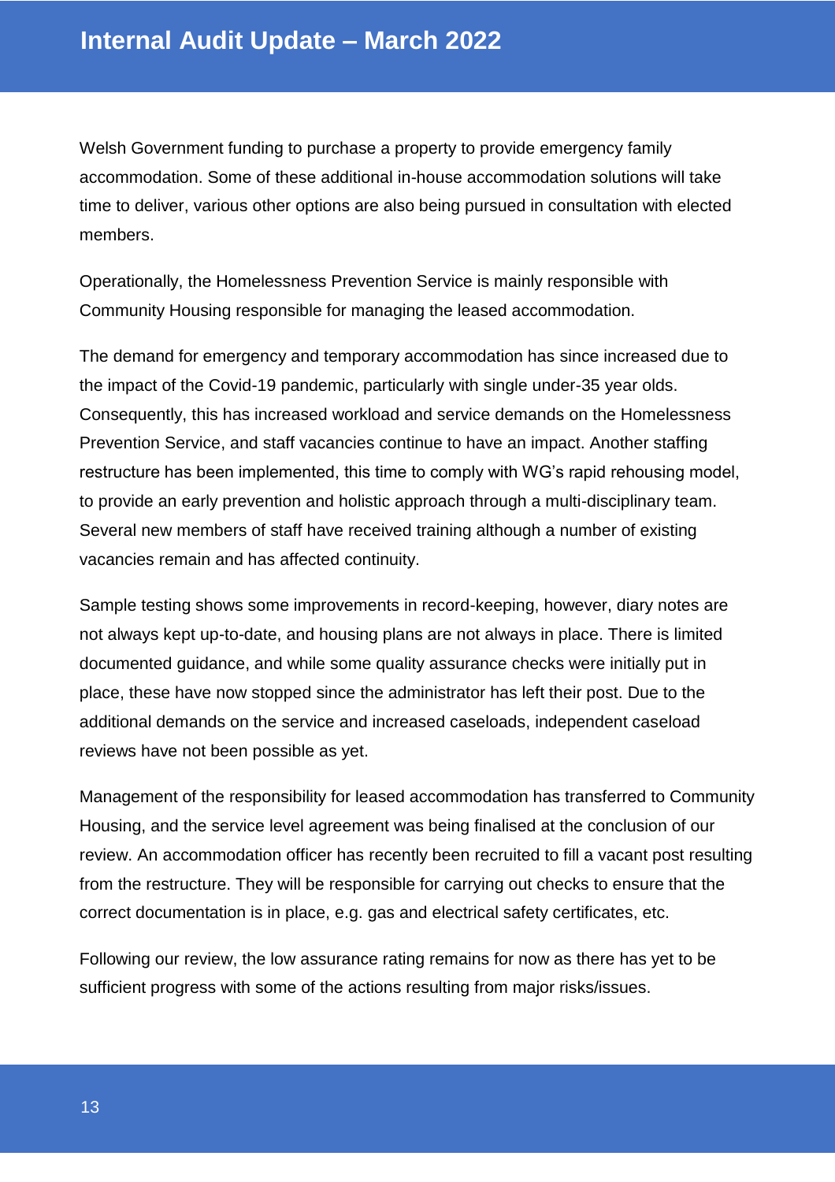Welsh Government funding to purchase a property to provide emergency family accommodation. Some of these additional in-house accommodation solutions will take time to deliver, various other options are also being pursued in consultation with elected members.

Operationally, the Homelessness Prevention Service is mainly responsible with Community Housing responsible for managing the leased accommodation.

The demand for emergency and temporary accommodation has since increased due to the impact of the Covid-19 pandemic, particularly with single under-35 year olds. Consequently, this has increased workload and service demands on the Homelessness Prevention Service, and staff vacancies continue to have an impact. Another staffing restructure has been implemented, this time to comply with WG's rapid rehousing model, to provide an early prevention and holistic approach through a multi-disciplinary team. Several new members of staff have received training although a number of existing vacancies remain and has affected continuity.

Sample testing shows some improvements in record-keeping, however, diary notes are not always kept up-to-date, and housing plans are not always in place. There is limited documented guidance, and while some quality assurance checks were initially put in place, these have now stopped since the administrator has left their post. Due to the additional demands on the service and increased caseloads, independent caseload reviews have not been possible as yet.

Management of the responsibility for leased accommodation has transferred to Community Housing, and the service level agreement was being finalised at the conclusion of our review. An accommodation officer has recently been recruited to fill a vacant post resulting from the restructure. They will be responsible for carrying out checks to ensure that the correct documentation is in place, e.g. gas and electrical safety certificates, etc.

Following our review, the low assurance rating remains for now as there has yet to be sufficient progress with some of the actions resulting from major risks/issues.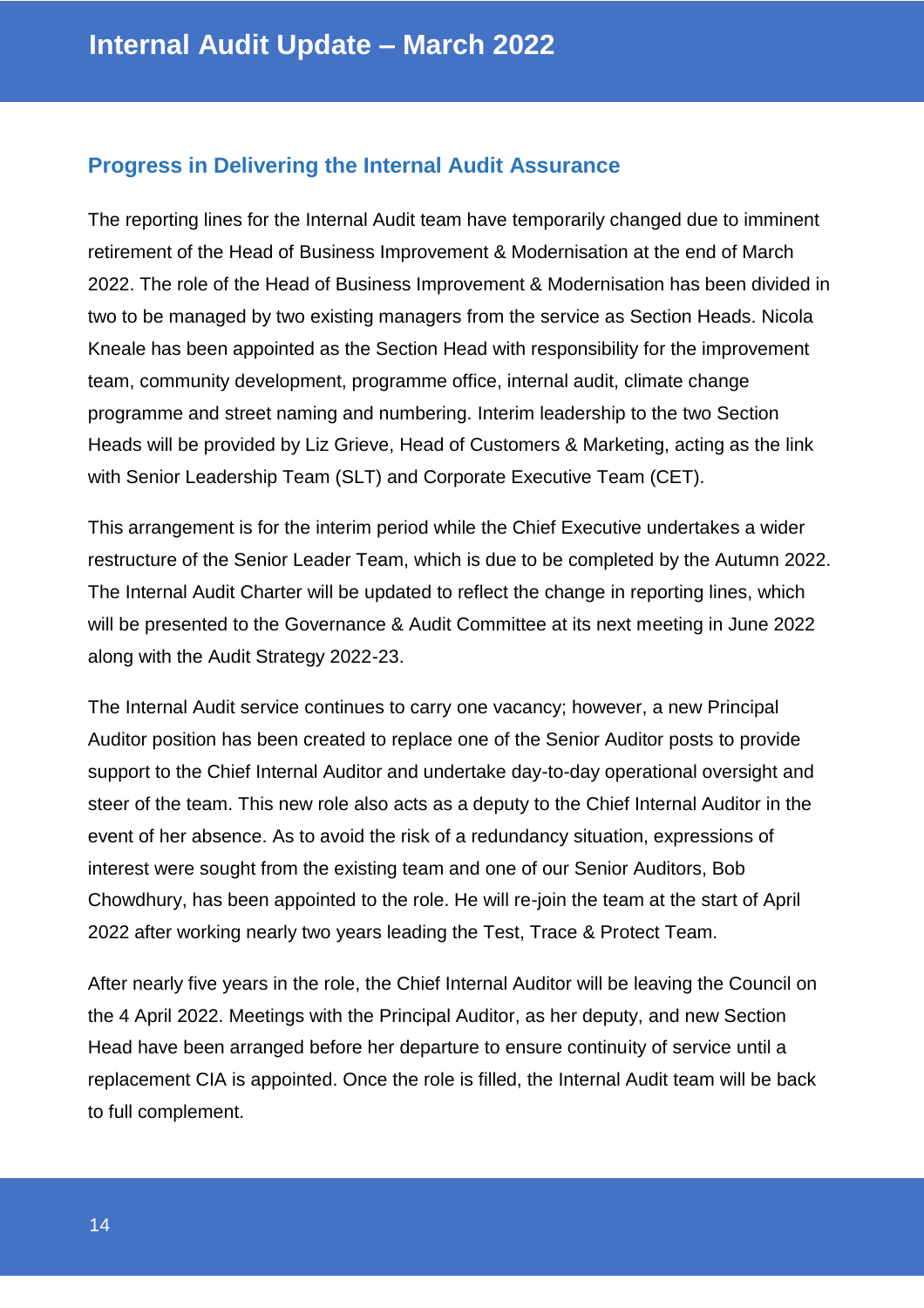## Progress in Delivering the Internal Audit Assurance

The reporting lines for the Internal Audit team have temporarily changed due to imminent retirement of the Head of Business Improvement & Modernisation at the end of March 2022. The role of the Head of Business Improvement & Modernisation has been divided in two to be managed by two existing managers from the service as Section Heads. Nicola Kneale has been appointed as the Section Head with responsibility for the improvement team, community development, programme office, internal audit, climate change programme and street naming and numbering. Interim leadership to the two Section Heads will be provided by Liz Grieve, Head of Customers & Marketing, acting as the link with Senior Leadership Team (SLT) and Corporate Executive Team (CET).

This arrangement is for the interim period while the Chief Executive undertakes a wider restructure of the Senior Leader Team, which is due to be completed by the Autumn 2022. The Internal Audit Charter will be updated to reflect the change in reporting lines, which will be presented to the Governance & Audit Committee at its next meeting in June 2022 along with the Audit Strategy 2022-23.

The Internal Audit service continues to carry one vacancy; however, a new Principal Auditor position has been created to replace one of the Senior Auditor posts to provide support to the Chief Internal Auditor and undertake day-to-day operational oversight and steer of the team. This new role also acts as a deputy to the Chief Internal Auditor in the event of her absence. As to avoid the risk of a redundancy situation, expressions of interest were sought from the existing team and one of our Senior Auditors, Bob Chowdhury, has been appointed to the role. He will re-join the team at the start of April 2022 after working nearly two years leading the Test, Trace & Protect Team.

After nearly five years in the role, the Chief Internal Auditor will be leaving the Council on the 4 April 2022. Meetings with the Principal Auditor, as her deputy, and new Section Head have been arranged before her departure to ensure continuity of service until a replacement CIA is appointed. Once the role is filled, the Internal Audit team will be back to full complement.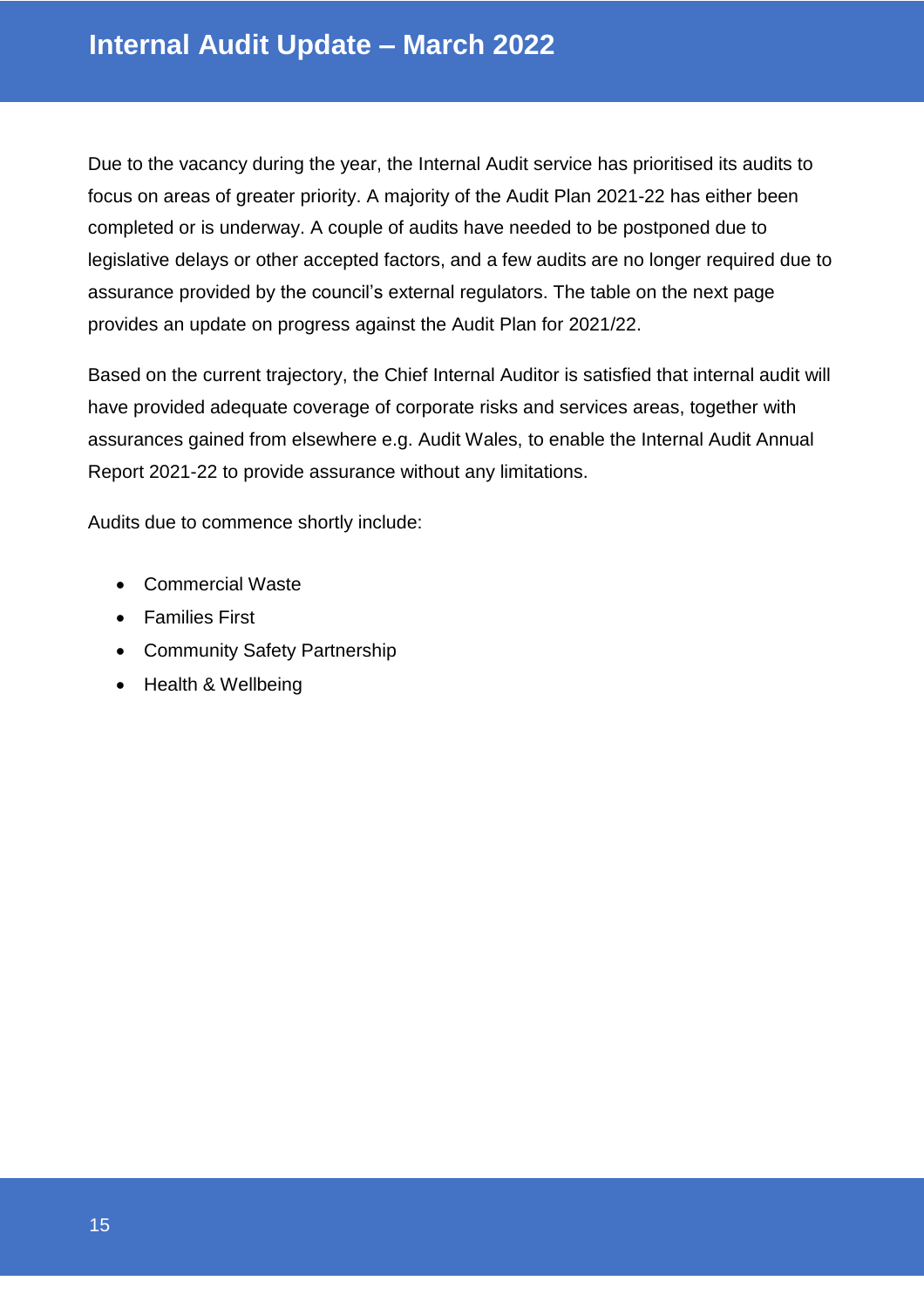# Internal Audit Update – March 2022

Due to the vacancy during the year, the Internal Audit service has prioritised its audits to focus on areas of greater priority. A majority of the Audit Plan 2021-22 has either been completed or is underway. A couple of audits have needed to be postponed due to legislative delays or other accepted factors, and a few audits are no longer required due to assurance provided by the council's external regulators. The table on the next page provides an update on progress against the Audit Plan for 2021/22.

Based on the current trajectory, the Chief Internal Auditor is satisfied that internal audit will have provided adequate coverage of corporate risks and services areas, together with assurances gained from elsewhere e.g. Audit Wales, to enable the Internal Audit Annual Report 2021-22 to provide assurance without any limitations.

Audits due to commence shortly include:

- Commercial Waste
- Families First
- Community Safety Partnership
- Health & Wellbeing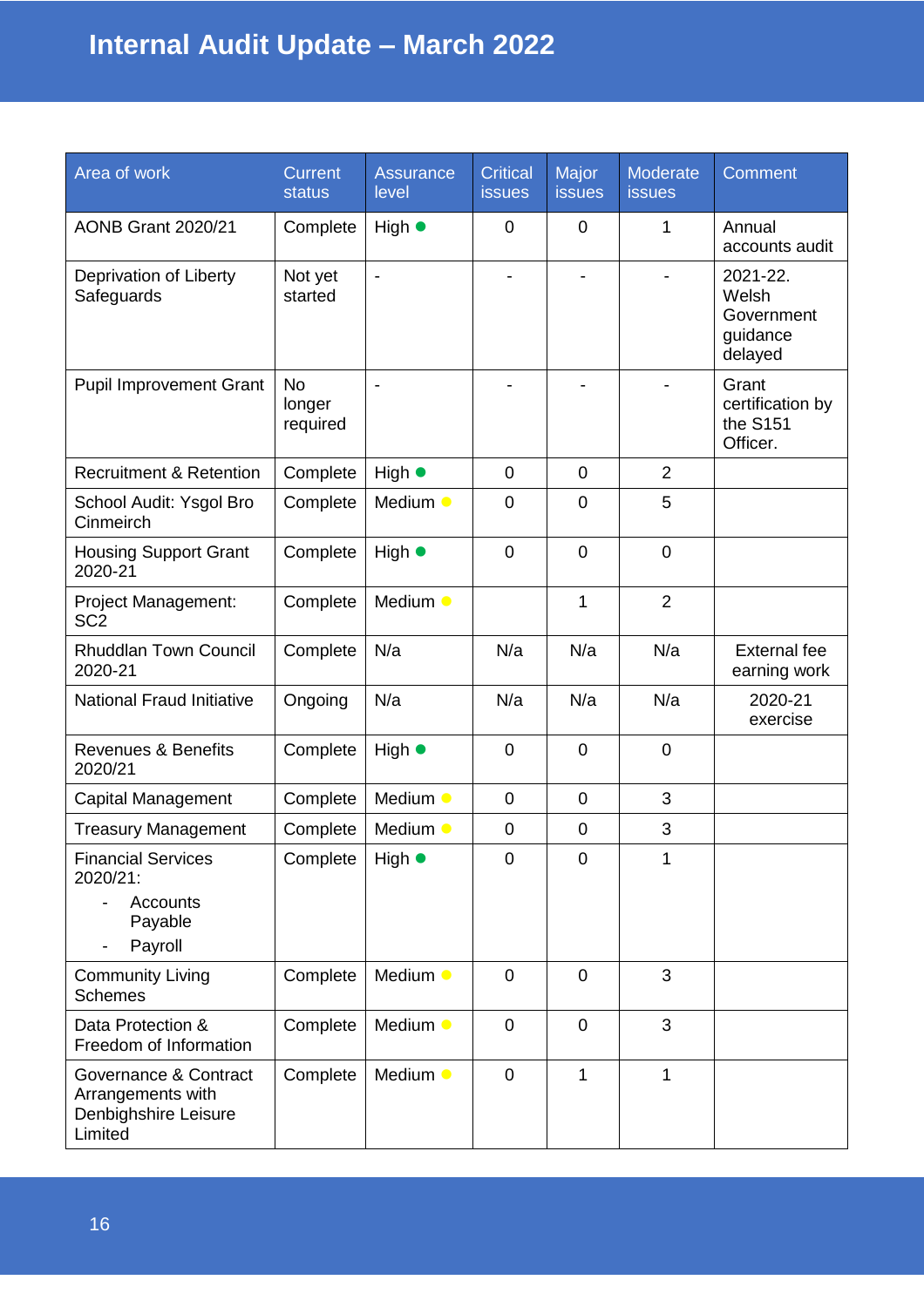# Internal Audit Update – March 2022

| Area of work | Current status | Assurance level | Critical issues | Major issues | Moderate issues | Comment |
|---|---|---|---|---|---|---|
| AONB Grant 2020/21 | Complete | High ● | 0 | 0 | 1 | Annual accounts audit |
| Deprivation of Liberty Safeguards | Not yet started | - | - | - | - | 2021-22. Welsh Government guidance delayed |
| Pupil Improvement Grant | No longer required | - | - | - | - | Grant certification by the S151 Officer. |
| Recruitment & Retention | Complete | High ● | 0 | 0 | 2 | |
| School Audit: Ysgol Bro Cinmeirch | Complete | Medium ● | 0 | 0 | 5 | |
| Housing Support Grant 2020-21 | Complete | High ● | 0 | 0 | 0 | |
| Project Management: SC2 | Complete | Medium ● | | 1 | 2 | |
| Rhuddlan Town Council 2020-21 | Complete | N/a | N/a | N/a | N/a | External fee earning work |
| National Fraud Initiative | Ongoing | N/a | N/a | N/a | N/a | 2020-21 exercise |
| Revenues & Benefits 2020/21 | Complete | High ● | 0 | 0 | 0 | |
| Capital Management | Complete | Medium ● | 0 | 0 | 3 | |
| Treasury Management | Complete | Medium ● | 0 | 0 | 3 | |
| Financial Services 2020/21:<br>- Accounts Payable<br>- Payroll | Complete | High ● | 0 | 0 | 1 | |
| Community Living Schemes | Complete | Medium ● | 0 | 0 | 3 | |
| Data Protection & Freedom of Information | Complete | Medium ● | 0 | 0 | 3 | |
| Governance & Contract Arrangements with Denbighshire Leisure Limited | Complete | Medium ● | 0 | 1 | 1 | |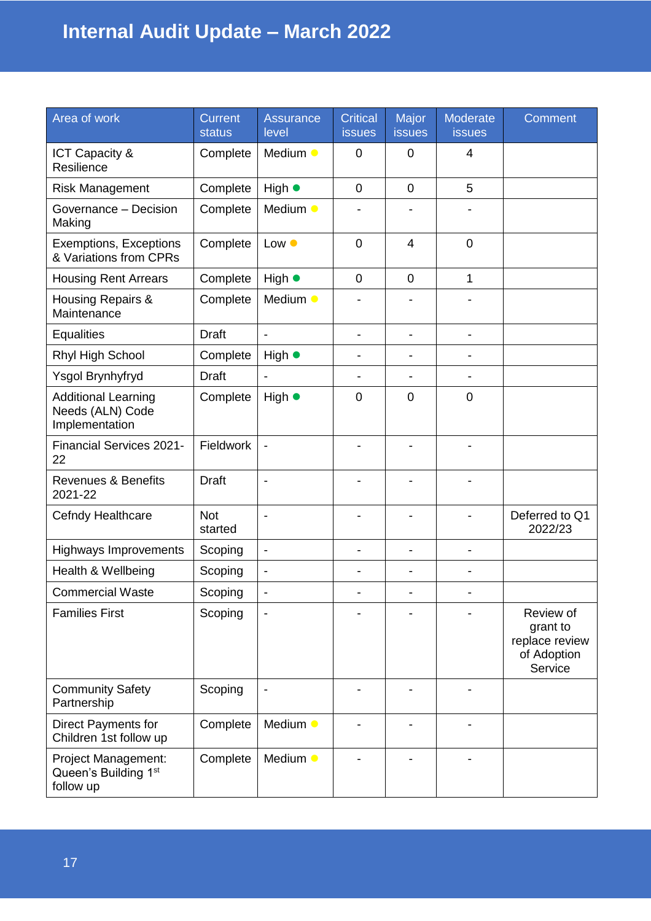# Internal Audit Update – March 2022

| Area of work | Current status | Assurance level | Critical issues | Major issues | Moderate issues | Comment |
|---|---|---|---|---|---|---|
| ICT Capacity & Resilience | Complete | Medium ● | 0 | 0 | 4 | |
| Risk Management | Complete | High ● | 0 | 0 | 5 | |
| Governance – Decision Making | Complete | Medium ● | - | - | - | |
| Exemptions, Exceptions & Variations from CPRs | Complete | Low ● | 0 | 4 | 0 | |
| Housing Rent Arrears | Complete | High ● | 0 | 0 | 1 | |
| Housing Repairs & Maintenance | Complete | Medium ● | - | - | - | |
| Equalities | Draft | - | - | - | - | |
| Rhyl High School | Complete | High ● | - | - | - | |
| Ysgol Brynhyfryd | Draft | - | - | - | - | |
| Additional Learning Needs (ALN) Code Implementation | Complete | High ● | 0 | 0 | 0 | |
| Financial Services 2021-22 | Fieldwork | - | - | - | - | |
| Revenues & Benefits 2021-22 | Draft | - | - | - | - | |
| Cefndy Healthcare | Not started | - | - | - | - | Deferred to Q1 2022/23 |
| Highways Improvements | Scoping | - | - | - | - | |
| Health & Wellbeing | Scoping | - | - | - | - | |
| Commercial Waste | Scoping | - | - | - | - | |
| Families First | Scoping | - | - | - | - | Review of grant to replace review of Adoption Service |
| Community Safety Partnership | Scoping | - | - | - | - | |
| Direct Payments for Children 1st follow up | Complete | Medium ● | - | - | - | |
| Project Management: Queen's Building 1st follow up | Complete | Medium ● | - | - | - | |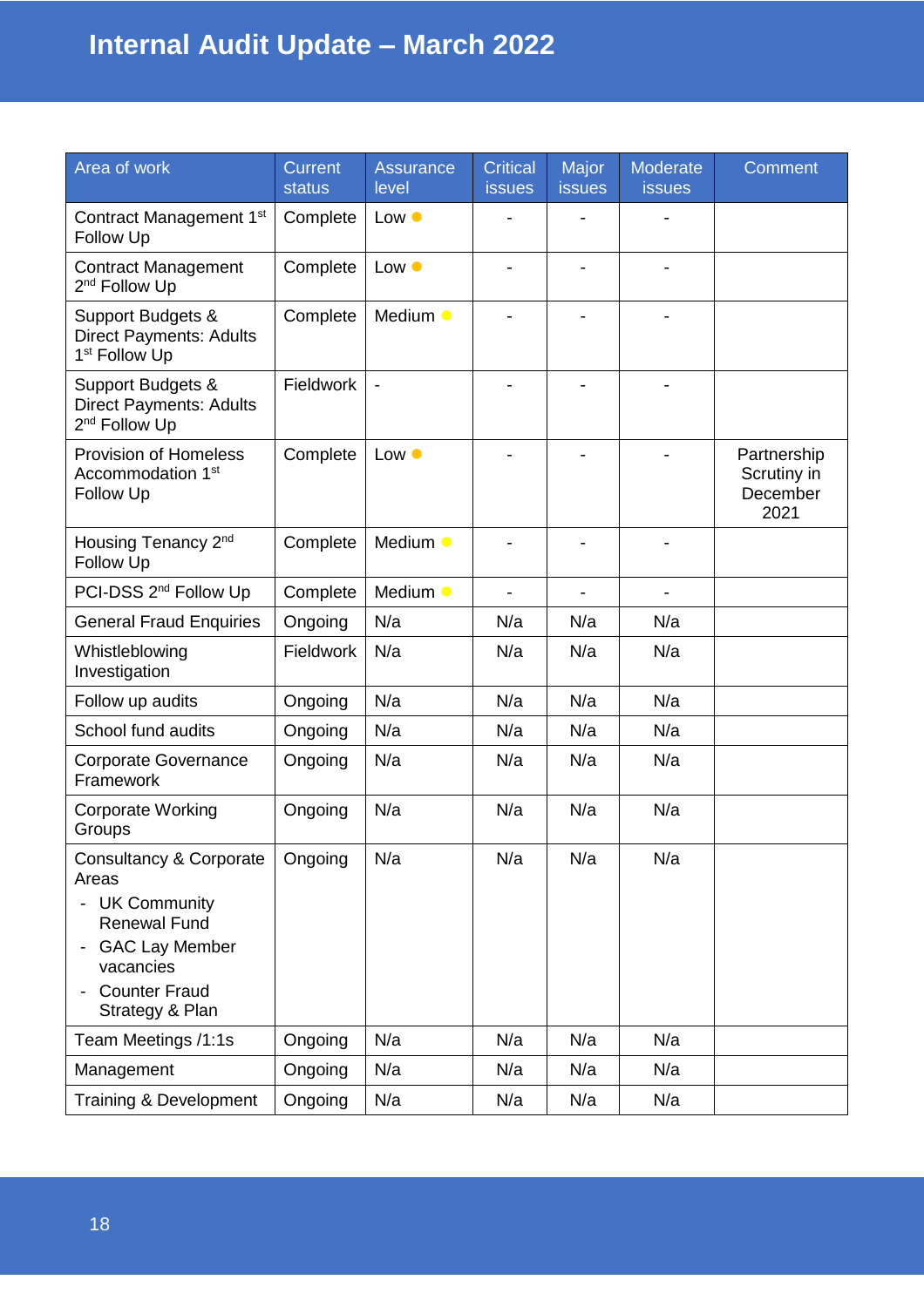# Internal Audit Update – March 2022

| Area of work | Current status | Assurance level | Critical issues | Major issues | Moderate issues | Comment |
|---|---|---|---|---|---|---|
| Contract Management 1st Follow Up | Complete | Low ● | - | - | - | |
| Contract Management 2nd Follow Up | Complete | Low ● | - | - | - | |
| Support Budgets & Direct Payments: Adults 1st Follow Up | Complete | Medium ● | - | - | - | |
| Support Budgets & Direct Payments: Adults 2nd Follow Up | Fieldwork | - | - | - | - | |
| Provision of Homeless Accommodation 1st Follow Up | Complete | Low ● | - | - | - | Partnership Scrutiny in December 2021 |
| Housing Tenancy 2nd Follow Up | Complete | Medium ● | - | - | - | |
| PCI-DSS 2nd Follow Up | Complete | Medium ● | - | - | - | |
| General Fraud Enquiries | Ongoing | N/a | N/a | N/a | N/a | |
| Whistleblowing Investigation | Fieldwork | N/a | N/a | N/a | N/a | |
| Follow up audits | Ongoing | N/a | N/a | N/a | N/a | |
| School fund audits | Ongoing | N/a | N/a | N/a | N/a | |
| Corporate Governance Framework | Ongoing | N/a | N/a | N/a | N/a | |
| Corporate Working Groups | Ongoing | N/a | N/a | N/a | N/a | |
| Consultancy & Corporate Areas<br>- UK Community Renewal Fund<br>- GAC Lay Member vacancies<br>- Counter Fraud Strategy & Plan | Ongoing | N/a | N/a | N/a | N/a | |
| Team Meetings /1:1s | Ongoing | N/a | N/a | N/a | N/a | |
| Management | Ongoing | N/a | N/a | N/a | N/a | |
| Training & Development | Ongoing | N/a | N/a | N/a | N/a | |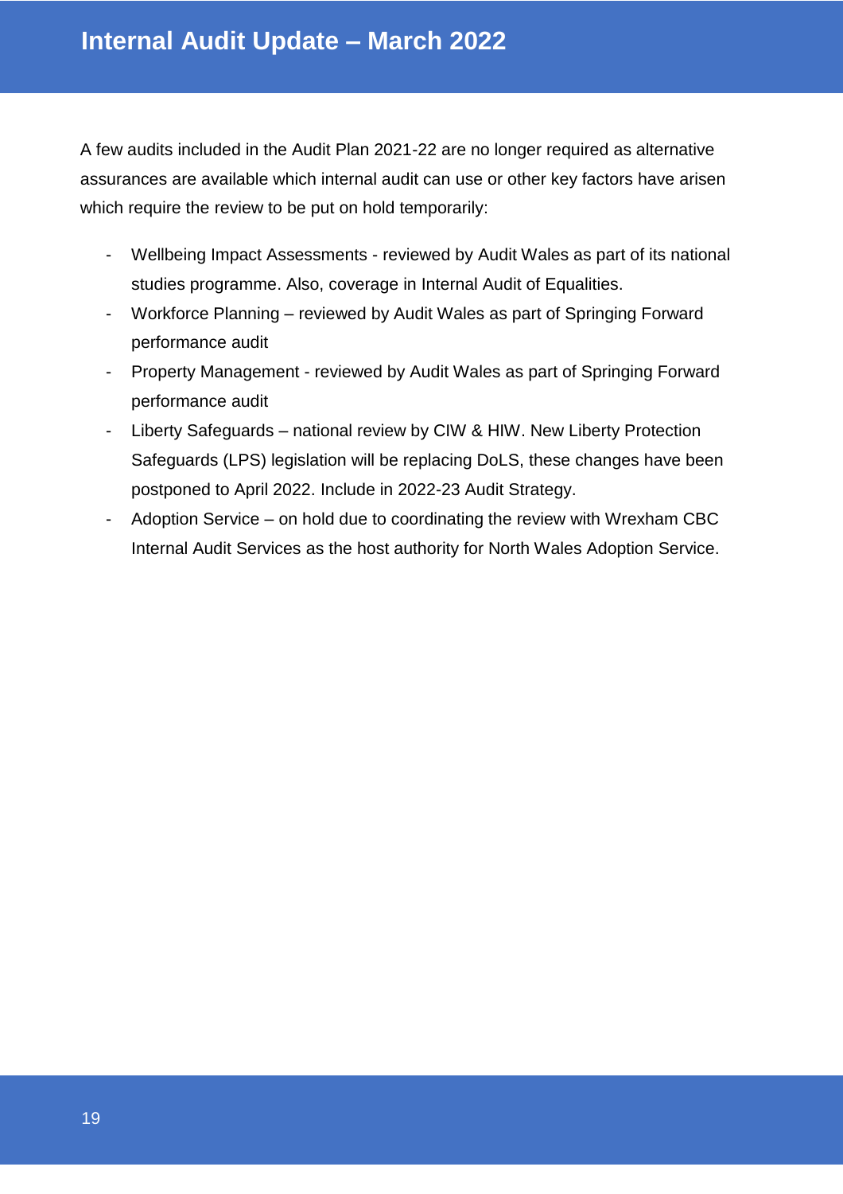A few audits included in the Audit Plan 2021-22 are no longer required as alternative assurances are available which internal audit can use or other key factors have arisen which require the review to be put on hold temporarily:

- Wellbeing Impact Assessments - reviewed by Audit Wales as part of its national studies programme. Also, coverage in Internal Audit of Equalities.
- Workforce Planning – reviewed by Audit Wales as part of Springing Forward performance audit
- Property Management - reviewed by Audit Wales as part of Springing Forward performance audit
- Liberty Safeguards – national review by CIW & HIW. New Liberty Protection Safeguards (LPS) legislation will be replacing DoLS, these changes have been postponed to April 2022. Include in 2022-23 Audit Strategy.
- Adoption Service – on hold due to coordinating the review with Wrexham CBC Internal Audit Services as the host authority for North Wales Adoption Service.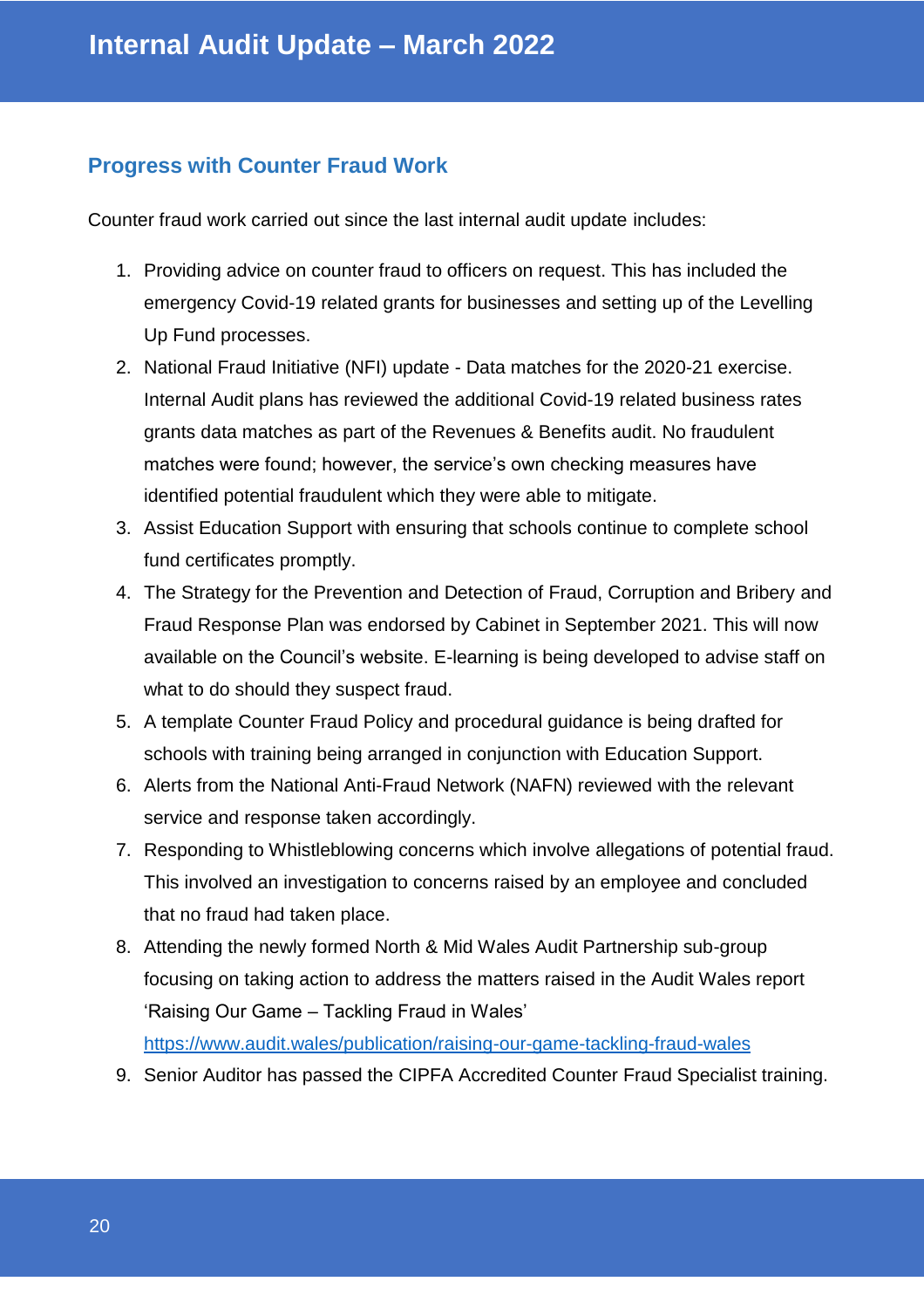## Progress with Counter Fraud Work

Counter fraud work carried out since the last internal audit update includes:

1. Providing advice on counter fraud to officers on request. This has included the emergency Covid-19 related grants for businesses and setting up of the Levelling Up Fund processes.
2. National Fraud Initiative (NFI) update - Data matches for the 2020-21 exercise. Internal Audit plans has reviewed the additional Covid-19 related business rates grants data matches as part of the Revenues & Benefits audit. No fraudulent matches were found; however, the service's own checking measures have identified potential fraudulent which they were able to mitigate.
3. Assist Education Support with ensuring that schools continue to complete school fund certificates promptly.
4. The Strategy for the Prevention and Detection of Fraud, Corruption and Bribery and Fraud Response Plan was endorsed by Cabinet in September 2021. This will now available on the Council's website. E-learning is being developed to advise staff on what to do should they suspect fraud.
5. A template Counter Fraud Policy and procedural guidance is being drafted for schools with training being arranged in conjunction with Education Support.
6. Alerts from the National Anti-Fraud Network (NAFN) reviewed with the relevant service and response taken accordingly.
7. Responding to Whistleblowing concerns which involve allegations of potential fraud. This involved an investigation to concerns raised by an employee and concluded that no fraud had taken place.
8. Attending the newly formed North & Mid Wales Audit Partnership sub-group focusing on taking action to address the matters raised in the Audit Wales report 'Raising Our Game – Tackling Fraud in Wales' [https://www.audit.wales/publication/raising-our-game-tackling-fraud-wales](https://www.audit.wales/publication/raising-our-game-tackling-fraud-wales)
9. Senior Auditor has passed the CIPFA Accredited Counter Fraud Specialist training.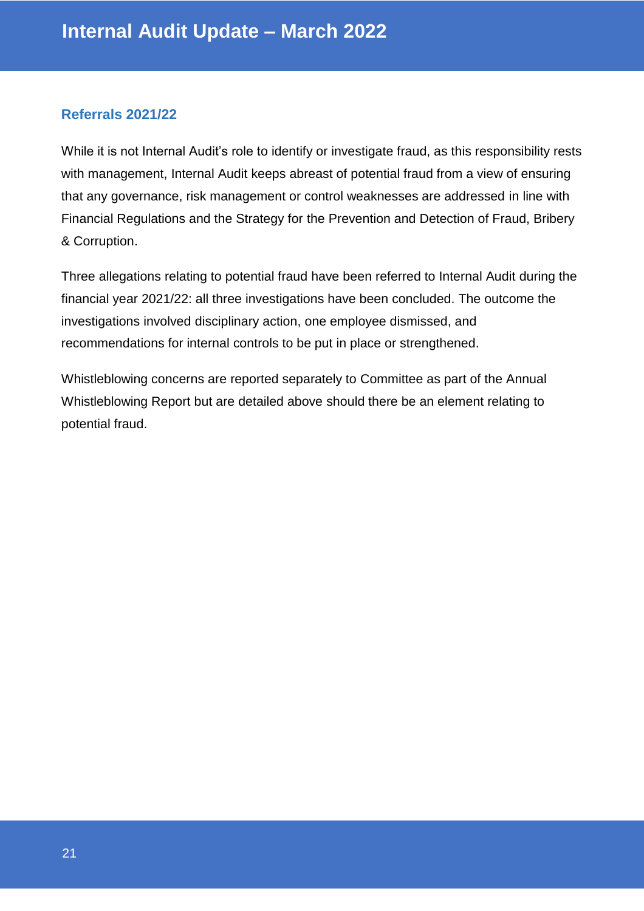## Referrals 2021/22

While it is not Internal Audit's role to identify or investigate fraud, as this responsibility rests with management, Internal Audit keeps abreast of potential fraud from a view of ensuring that any governance, risk management or control weaknesses are addressed in line with Financial Regulations and the Strategy for the Prevention and Detection of Fraud, Bribery & Corruption.

Three allegations relating to potential fraud have been referred to Internal Audit during the financial year 2021/22: all three investigations have been concluded. The outcome the investigations involved disciplinary action, one employee dismissed, and recommendations for internal controls to be put in place or strengthened.

Whistleblowing concerns are reported separately to Committee as part of the Annual Whistleblowing Report but are detailed above should there be an element relating to potential fraud.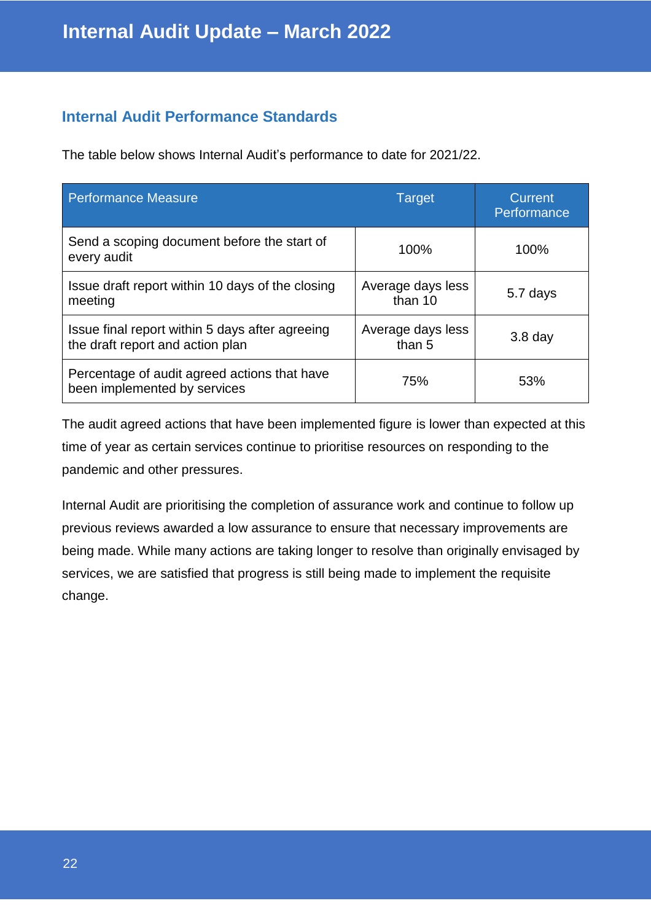## Internal Audit Performance Standards

The table below shows Internal Audit's performance to date for 2021/22.

| Performance Measure | Target | Current Performance |
| --- | --- | --- |
| Send a scoping document before the start of every audit | 100% | 100% |
| Issue draft report within 10 days of the closing meeting | Average days less than 10 | 5.7 days |
| Issue final report within 5 days after agreeing the draft report and action plan | Average days less than 5 | 3.8 day |
| Percentage of audit agreed actions that have been implemented by services | 75% | 53% |

The audit agreed actions that have been implemented figure is lower than expected at this time of year as certain services continue to prioritise resources on responding to the pandemic and other pressures.

Internal Audit are prioritising the completion of assurance work and continue to follow up previous reviews awarded a low assurance to ensure that necessary improvements are being made. While many actions are taking longer to resolve than originally envisaged by services, we are satisfied that progress is still being made to implement the requisite change.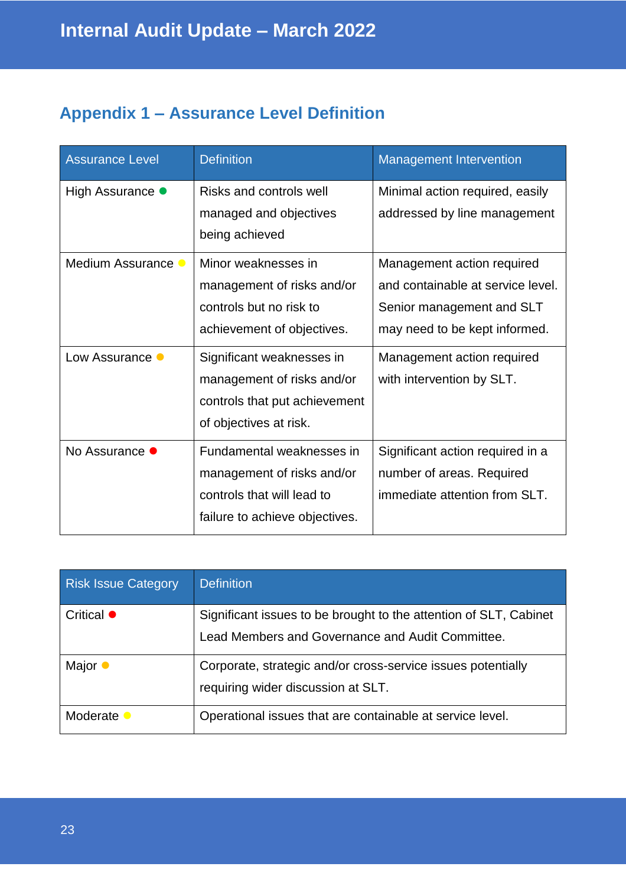## Appendix 1 – Assurance Level Definition

| Assurance Level | Definition | Management Intervention |
|---|---|---|
| High Assurance ● | Risks and controls well managed and objectives being achieved | Minimal action required, easily addressed by line management |
| Medium Assurance ● | Minor weaknesses in management of risks and/or controls but no risk to achievement of objectives. | Management action required and containable at service level. Senior management and SLT may need to be kept informed. |
| Low Assurance ● | Significant weaknesses in management of risks and/or controls that put achievement of objectives at risk. | Management action required with intervention by SLT. |
| No Assurance ● | Fundamental weaknesses in management of risks and/or controls that will lead to failure to achieve objectives. | Significant action required in a number of areas. Required immediate attention from SLT. |

| Risk Issue Category | Definition |
|---|---|
| Critical ● | Significant issues to be brought to the attention of SLT, Cabinet Lead Members and Governance and Audit Committee. |
| Major ● | Corporate, strategic and/or cross-service issues potentially requiring wider discussion at SLT. |
| Moderate ● | Operational issues that are containable at service level. |